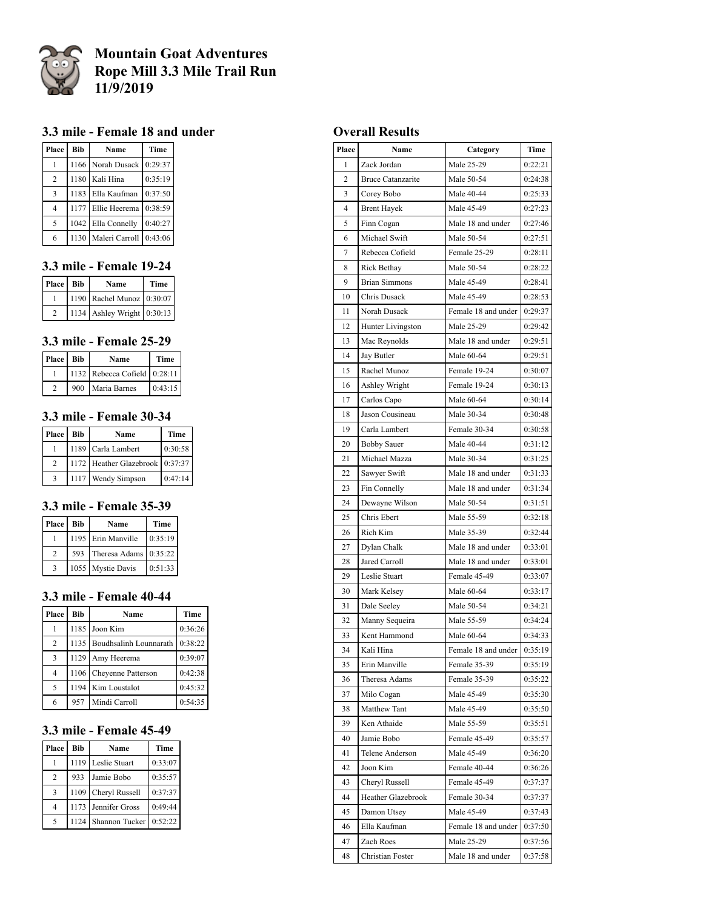# Mountain Goat Adventures
# Rope Mill 3.3 Mile Trail Run
# 11/9/2019

### 3.3 mile - Female 18 and under

| Place | Bib | Name | Time |
|---|---|---|---|
| 1 | 1166 | Norah Dusack | 0:29:37 |
| 2 | 1180 | Kali Hina | 0:35:19 |
| 3 | 1183 | Ella Kaufman | 0:37:50 |
| 4 | 1177 | Ellie Heerema | 0:38:59 |
| 5 | 1042 | Ella Connelly | 0:40:27 |
| 6 | 1130 | Maleri Carroll | 0:43:06 |

### 3.3 mile - Female 19-24

| Place | Bib | Name | Time |
|---|---|---|---|
| 1 | 1190 | Rachel Munoz | 0:30:07 |
| 2 | 1134 | Ashley Wright | 0:30:13 |

### 3.3 mile - Female 25-29

| Place | Bib | Name | Time |
|---|---|---|---|
| 1 | 1132 | Rebecca Cofield | 0:28:11 |
| 2 | 900 | Maria Barnes | 0:43:15 |

### 3.3 mile - Female 30-34

| Place | Bib | Name | Time |
|---|---|---|---|
| 1 | 1189 | Carla Lambert | 0:30:58 |
| 2 | 1172 | Heather Glazebrook | 0:37:37 |
| 3 | 1117 | Wendy Simpson | 0:47:14 |

### 3.3 mile - Female 35-39

| Place | Bib | Name | Time |
|---|---|---|---|
| 1 | 1195 | Erin Manville | 0:35:19 |
| 2 | 593 | Theresa Adams | 0:35:22 |
| 3 | 1055 | Mystie Davis | 0:51:33 |

### 3.3 mile - Female 40-44

| Place | Bib | Name | Time |
|---|---|---|---|
| 1 | 1185 | Joon Kim | 0:36:26 |
| 2 | 1135 | Boudhsalinh Lounnarath | 0:38:22 |
| 3 | 1129 | Amy Heerema | 0:39:07 |
| 4 | 1106 | Cheyenne Patterson | 0:42:38 |
| 5 | 1194 | Kim Loustalot | 0:45:32 |
| 6 | 957 | Mindi Carroll | 0:54:35 |

### 3.3 mile - Female 45-49

| Place | Bib | Name | Time |
|---|---|---|---|
| 1 | 1119 | Leslie Stuart | 0:33:07 |
| 2 | 933 | Jamie Bobo | 0:35:57 |
| 3 | 1109 | Cheryl Russell | 0:37:37 |
| 4 | 1173 | Jennifer Gross | 0:49:44 |
| 5 | 1124 | Shannon Tucker | 0:52:22 |

### Overall Results

| Place | Name | Category | Time |
|---|---|---|---|
| 1 | Zack Jordan | Male 25-29 | 0:22:21 |
| 2 | Bruce Catanzarite | Male 50-54 | 0:24:38 |
| 3 | Corey Bobo | Male 40-44 | 0:25:33 |
| 4 | Brent Hayek | Male 45-49 | 0:27:23 |
| 5 | Finn Cogan | Male 18 and under | 0:27:46 |
| 6 | Michael Swift | Male 50-54 | 0:27:51 |
| 7 | Rebecca Cofield | Female 25-29 | 0:28:11 |
| 8 | Rick Bethay | Male 50-54 | 0:28:22 |
| 9 | Brian Simmons | Male 45-49 | 0:28:41 |
| 10 | Chris Dusack | Male 45-49 | 0:28:53 |
| 11 | Norah Dusack | Female 18 and under | 0:29:37 |
| 12 | Hunter Livingston | Male 25-29 | 0:29:42 |
| 13 | Mac Reynolds | Male 18 and under | 0:29:51 |
| 14 | Jay Butler | Male 60-64 | 0:29:51 |
| 15 | Rachel Munoz | Female 19-24 | 0:30:07 |
| 16 | Ashley Wright | Female 19-24 | 0:30:13 |
| 17 | Carlos Capo | Male 60-64 | 0:30:14 |
| 18 | Jason Cousineau | Male 30-34 | 0:30:48 |
| 19 | Carla Lambert | Female 30-34 | 0:30:58 |
| 20 | Bobby Sauer | Male 40-44 | 0:31:12 |
| 21 | Michael Mazza | Male 30-34 | 0:31:25 |
| 22 | Sawyer Swift | Male 18 and under | 0:31:33 |
| 23 | Fin Connelly | Male 18 and under | 0:31:34 |
| 24 | Dewayne Wilson | Male 50-54 | 0:31:51 |
| 25 | Chris Ebert | Male 55-59 | 0:32:18 |
| 26 | Rich Kim | Male 35-39 | 0:32:44 |
| 27 | Dylan Chalk | Male 18 and under | 0:33:01 |
| 28 | Jared Carroll | Male 18 and under | 0:33:01 |
| 29 | Leslie Stuart | Female 45-49 | 0:33:07 |
| 30 | Mark Kelsey | Male 60-64 | 0:33:17 |
| 31 | Dale Seeley | Male 50-54 | 0:34:21 |
| 32 | Manny Sequeira | Male 55-59 | 0:34:24 |
| 33 | Kent Hammond | Male 60-64 | 0:34:33 |
| 34 | Kali Hina | Female 18 and under | 0:35:19 |
| 35 | Erin Manville | Female 35-39 | 0:35:19 |
| 36 | Theresa Adams | Female 35-39 | 0:35:22 |
| 37 | Milo Cogan | Male 45-49 | 0:35:30 |
| 38 | Matthew Tant | Male 45-49 | 0:35:50 |
| 39 | Ken Athaide | Male 55-59 | 0:35:51 |
| 40 | Jamie Bobo | Female 45-49 | 0:35:57 |
| 41 | Telene Anderson | Male 45-49 | 0:36:20 |
| 42 | Joon Kim | Female 40-44 | 0:36:26 |
| 43 | Cheryl Russell | Female 45-49 | 0:37:37 |
| 44 | Heather Glazebrook | Female 30-34 | 0:37:37 |
| 45 | Damon Utsey | Male 45-49 | 0:37:43 |
| 46 | Ella Kaufman | Female 18 and under | 0:37:50 |
| 47 | Zach Roes | Male 25-29 | 0:37:56 |
| 48 | Christian Foster | Male 18 and under | 0:37:58 |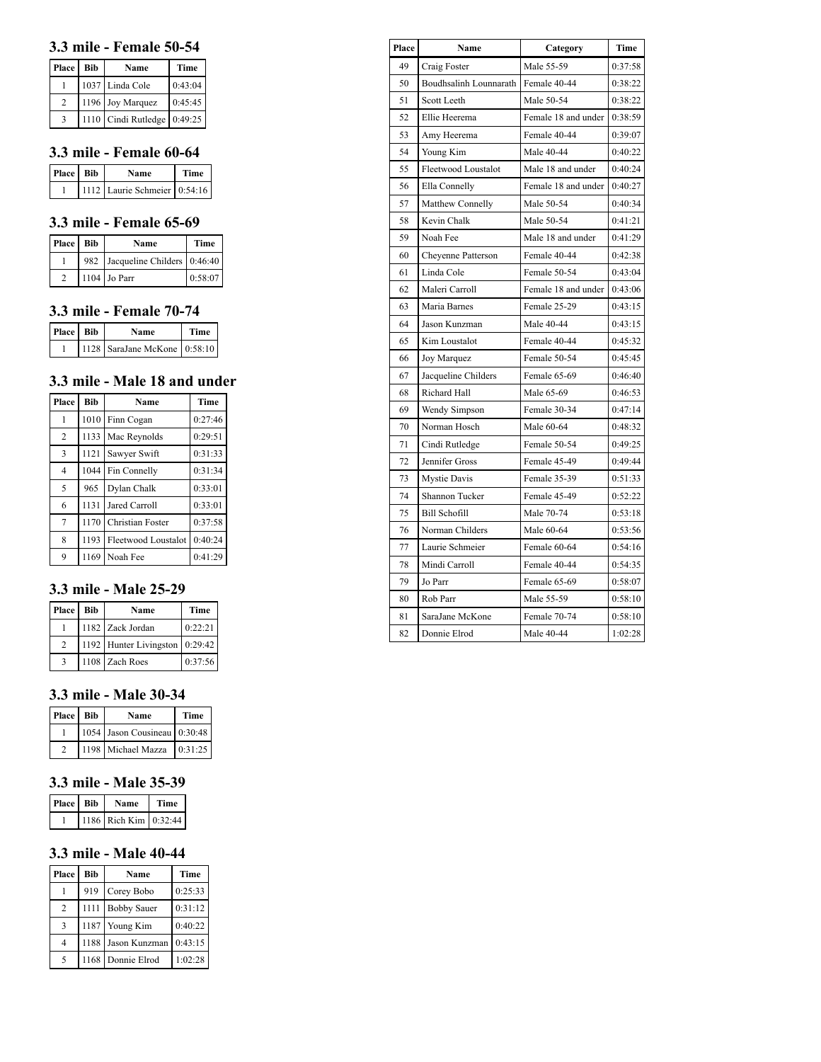### 3.3 mile - Female 50-54

| Place | Bib | Name | Time |
|---|---|---|---|
| 1 | 1037 | Linda Cole | 0:43:04 |
| 2 | 1196 | Joy Marquez | 0:45:45 |
| 3 | 1110 | Cindi Rutledge | 0:49:25 |

### 3.3 mile - Female 60-64

| Place | Bib | Name | Time |
|---|---|---|---|
| 1 | 1112 | Laurie Schmeier | 0:54:16 |

### 3.3 mile - Female 65-69

| Place | Bib | Name | Time |
|---|---|---|---|
| 1 | 982 | Jacqueline Childers | 0:46:40 |
| 2 | 1104 | Jo Parr | 0:58:07 |

### 3.3 mile - Female 70-74

| Place | Bib | Name | Time |
|---|---|---|---|
| 1 | 1128 | SaraJane McKone | 0:58:10 |

### 3.3 mile - Male 18 and under

| Place | Bib | Name | Time |
|---|---|---|---|
| 1 | 1010 | Finn Cogan | 0:27:46 |
| 2 | 1133 | Mac Reynolds | 0:29:51 |
| 3 | 1121 | Sawyer Swift | 0:31:33 |
| 4 | 1044 | Fin Connelly | 0:31:34 |
| 5 | 965 | Dylan Chalk | 0:33:01 |
| 6 | 1131 | Jared Carroll | 0:33:01 |
| 7 | 1170 | Christian Foster | 0:37:58 |
| 8 | 1193 | Fleetwood Loustalot | 0:40:24 |
| 9 | 1169 | Noah Fee | 0:41:29 |

### 3.3 mile - Male 25-29

| Place | Bib | Name | Time |
|---|---|---|---|
| 1 | 1182 | Zack Jordan | 0:22:21 |
| 2 | 1192 | Hunter Livingston | 0:29:42 |
| 3 | 1108 | Zach Roes | 0:37:56 |

### 3.3 mile - Male 30-34

| Place | Bib | Name | Time |
|---|---|---|---|
| 1 | 1054 | Jason Cousineau | 0:30:48 |
| 2 | 1198 | Michael Mazza | 0:31:25 |

### 3.3 mile - Male 35-39

| Place | Bib | Name | Time |
|---|---|---|---|
| 1 | 1186 | Rich Kim | 0:32:44 |

### 3.3 mile - Male 40-44

| Place | Bib | Name | Time |
|---|---|---|---|
| 1 | 919 | Corey Bobo | 0:25:33 |
| 2 | 1111 | Bobby Sauer | 0:31:12 |
| 3 | 1187 | Young Kim | 0:40:22 |
| 4 | 1188 | Jason Kunzman | 0:43:15 |
| 5 | 1168 | Donnie Elrod | 1:02:28 |

| Place | Name | Category | Time |
|---|---|---|---|
| 49 | Craig Foster | Male 55-59 | 0:37:58 |
| 50 | Boudhsalinh Lounnarath | Female 40-44 | 0:38:22 |
| 51 | Scott Leeth | Male 50-54 | 0:38:22 |
| 52 | Ellie Heerema | Female 18 and under | 0:38:59 |
| 53 | Amy Heerema | Female 40-44 | 0:39:07 |
| 54 | Young Kim | Male 40-44 | 0:40:22 |
| 55 | Fleetwood Loustalot | Male 18 and under | 0:40:24 |
| 56 | Ella Connelly | Female 18 and under | 0:40:27 |
| 57 | Matthew Connelly | Male 50-54 | 0:40:34 |
| 58 | Kevin Chalk | Male 50-54 | 0:41:21 |
| 59 | Noah Fee | Male 18 and under | 0:41:29 |
| 60 | Cheyenne Patterson | Female 40-44 | 0:42:38 |
| 61 | Linda Cole | Female 50-54 | 0:43:04 |
| 62 | Maleri Carroll | Female 18 and under | 0:43:06 |
| 63 | Maria Barnes | Female 25-29 | 0:43:15 |
| 64 | Jason Kunzman | Male 40-44 | 0:43:15 |
| 65 | Kim Loustalot | Female 40-44 | 0:45:32 |
| 66 | Joy Marquez | Female 50-54 | 0:45:45 |
| 67 | Jacqueline Childers | Female 65-69 | 0:46:40 |
| 68 | Richard Hall | Male 65-69 | 0:46:53 |
| 69 | Wendy Simpson | Female 30-34 | 0:47:14 |
| 70 | Norman Hosch | Male 60-64 | 0:48:32 |
| 71 | Cindi Rutledge | Female 50-54 | 0:49:25 |
| 72 | Jennifer Gross | Female 45-49 | 0:49:44 |
| 73 | Mystie Davis | Female 35-39 | 0:51:33 |
| 74 | Shannon Tucker | Female 45-49 | 0:52:22 |
| 75 | Bill Schofill | Male 70-74 | 0:53:18 |
| 76 | Norman Childers | Male 60-64 | 0:53:56 |
| 77 | Laurie Schmeier | Female 60-64 | 0:54:16 |
| 78 | Mindi Carroll | Female 40-44 | 0:54:35 |
| 79 | Jo Parr | Female 65-69 | 0:58:07 |
| 80 | Rob Parr | Male 55-59 | 0:58:10 |
| 81 | SaraJane McKone | Female 70-74 | 0:58:10 |
| 82 | Donnie Elrod | Male 40-44 | 1:02:28 |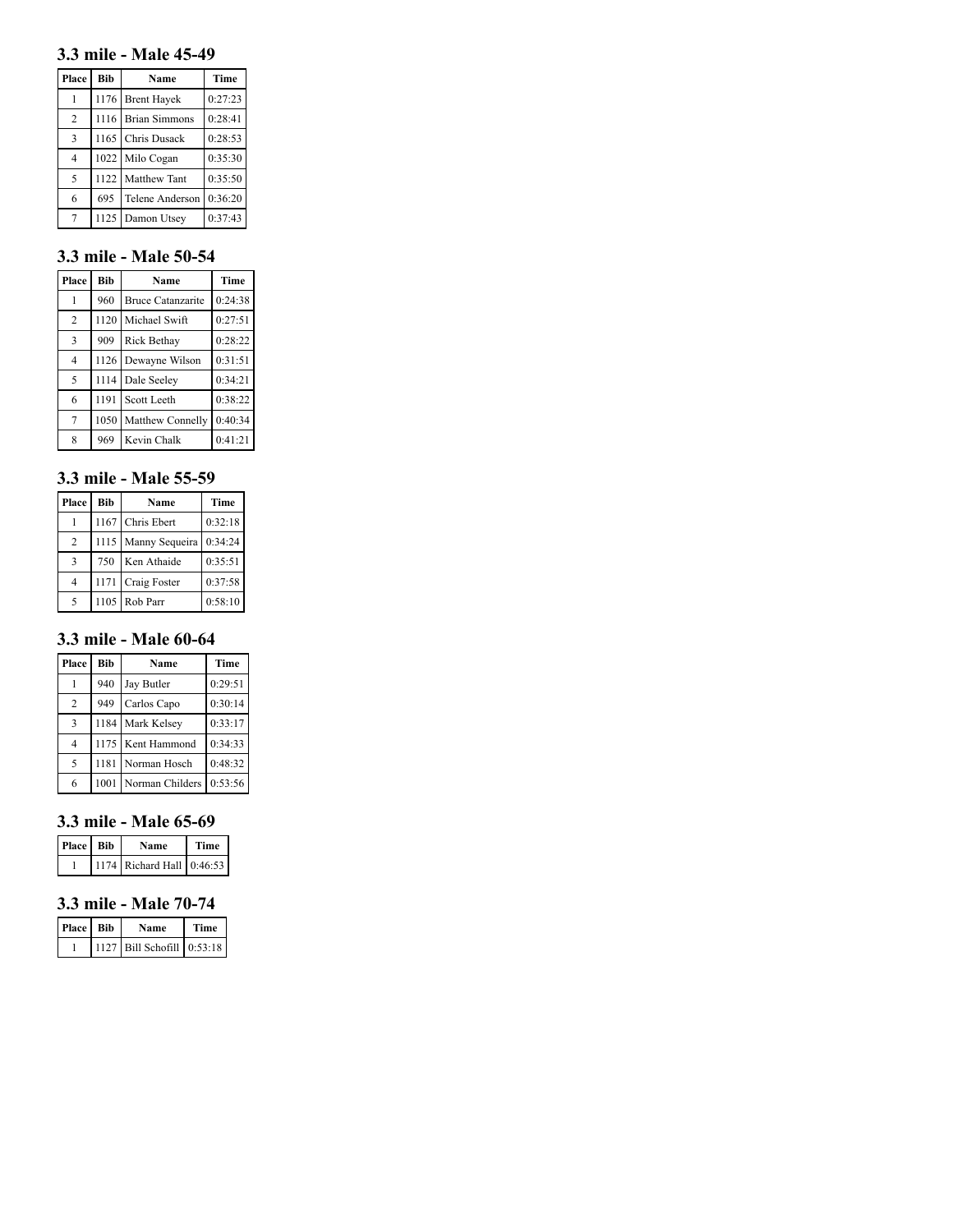### 3.3 mile - Male 45-49

| Place | Bib | Name | Time |
|---|---|---|---|
| 1 | 1176 | Brent Hayek | 0:27:23 |
| 2 | 1116 | Brian Simmons | 0:28:41 |
| 3 | 1165 | Chris Dusack | 0:28:53 |
| 4 | 1022 | Milo Cogan | 0:35:30 |
| 5 | 1122 | Matthew Tant | 0:35:50 |
| 6 | 695 | Telene Anderson | 0:36:20 |
| 7 | 1125 | Damon Utsey | 0:37:43 |

### 3.3 mile - Male 50-54

| Place | Bib | Name | Time |
|---|---|---|---|
| 1 | 960 | Bruce Catanzarite | 0:24:38 |
| 2 | 1120 | Michael Swift | 0:27:51 |
| 3 | 909 | Rick Bethay | 0:28:22 |
| 4 | 1126 | Dewayne Wilson | 0:31:51 |
| 5 | 1114 | Dale Seeley | 0:34:21 |
| 6 | 1191 | Scott Leeth | 0:38:22 |
| 7 | 1050 | Matthew Connelly | 0:40:34 |
| 8 | 969 | Kevin Chalk | 0:41:21 |

### 3.3 mile - Male 55-59

| Place | Bib | Name | Time |
|---|---|---|---|
| 1 | 1167 | Chris Ebert | 0:32:18 |
| 2 | 1115 | Manny Sequeira | 0:34:24 |
| 3 | 750 | Ken Athaide | 0:35:51 |
| 4 | 1171 | Craig Foster | 0:37:58 |
| 5 | 1105 | Rob Parr | 0:58:10 |

### 3.3 mile - Male 60-64

| Place | Bib | Name | Time |
|---|---|---|---|
| 1 | 940 | Jay Butler | 0:29:51 |
| 2 | 949 | Carlos Capo | 0:30:14 |
| 3 | 1184 | Mark Kelsey | 0:33:17 |
| 4 | 1175 | Kent Hammond | 0:34:33 |
| 5 | 1181 | Norman Hosch | 0:48:32 |
| 6 | 1001 | Norman Childers | 0:53:56 |

### 3.3 mile - Male 65-69

| Place | Bib | Name | Time |
|---|---|---|---|
| 1 | 1174 | Richard Hall | 0:46:53 |

### 3.3 mile - Male 70-74

| Place | Bib | Name | Time |
|---|---|---|---|
| 1 | 1127 | Bill Schofill | 0:53:18 |